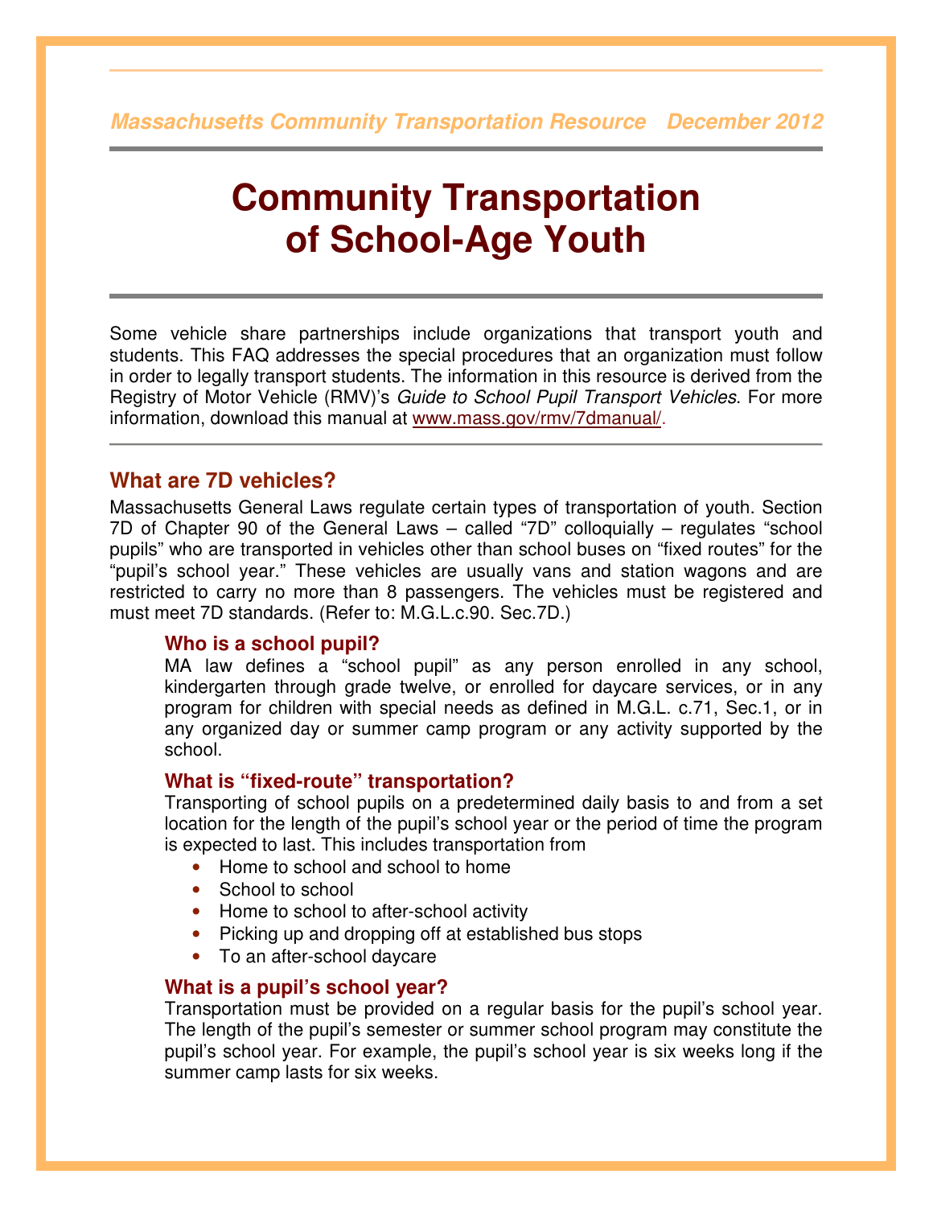Massachusetts Community Transportation Resource   December 2012

# Community Transportation of School-Age Youth

Some vehicle share partnerships include organizations that transport youth and students. This FAQ addresses the special procedures that an organization must follow in order to legally transport students. The information in this resource is derived from the Registry of Motor Vehicle (RMV)'s *Guide to School Pupil Transport Vehicles*. For more information, download this manual at www.mass.gov/rmv/7dmanual/.

## What are 7D vehicles?

Massachusetts General Laws regulate certain types of transportation of youth. Section 7D of Chapter 90 of the General Laws – called "7D" colloquially – regulates "school pupils" who are transported in vehicles other than school buses on "fixed routes" for the "pupil's school year." These vehicles are usually vans and station wagons and are restricted to carry no more than 8 passengers. The vehicles must be registered and must meet 7D standards. (Refer to: M.G.L.c.90. Sec.7D.)

### Who is a school pupil?

MA law defines a "school pupil" as any person enrolled in any school, kindergarten through grade twelve, or enrolled for daycare services, or in any program for children with special needs as defined in M.G.L. c.71, Sec.1, or in any organized day or summer camp program or any activity supported by the school.

### What is "fixed-route" transportation?

Transporting of school pupils on a predetermined daily basis to and from a set location for the length of the pupil's school year or the period of time the program is expected to last. This includes transportation from

- Home to school and school to home
- School to school
- Home to school to after-school activity
- Picking up and dropping off at established bus stops
- To an after-school daycare

### What is a pupil's school year?

Transportation must be provided on a regular basis for the pupil's school year. The length of the pupil's semester or summer school program may constitute the pupil's school year. For example, the pupil's school year is six weeks long if the summer camp lasts for six weeks.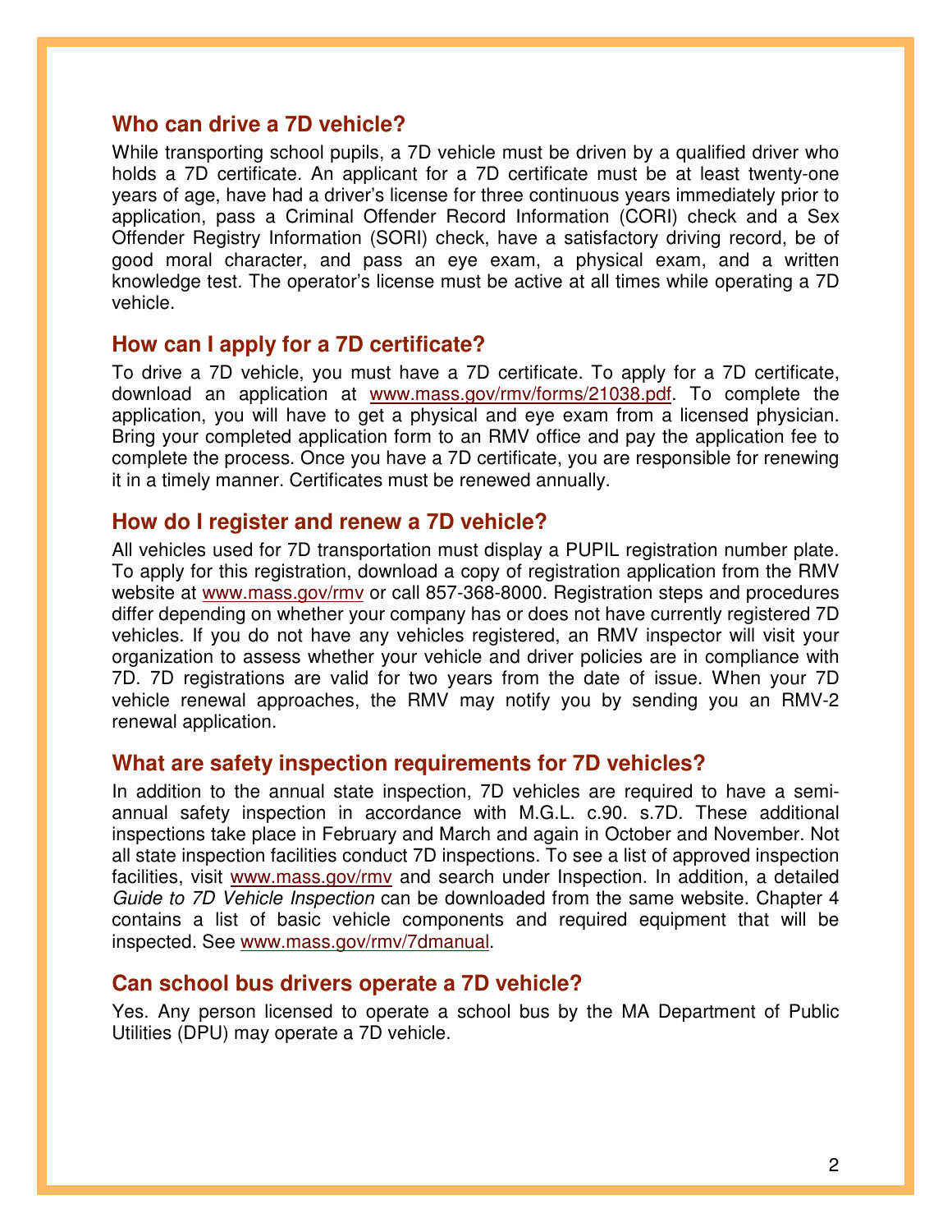## Who can drive a 7D vehicle?

While transporting school pupils, a 7D vehicle must be driven by a qualified driver who holds a 7D certificate. An applicant for a 7D certificate must be at least twenty-one years of age, have had a driver's license for three continuous years immediately prior to application, pass a Criminal Offender Record Information (CORI) check and a Sex Offender Registry Information (SORI) check, have a satisfactory driving record, be of good moral character, and pass an eye exam, a physical exam, and a written knowledge test. The operator's license must be active at all times while operating a 7D vehicle.

## How can I apply for a 7D certificate?

To drive a 7D vehicle, you must have a 7D certificate. To apply for a 7D certificate, download an application at www.mass.gov/rmv/forms/21038.pdf. To complete the application, you will have to get a physical and eye exam from a licensed physician. Bring your completed application form to an RMV office and pay the application fee to complete the process. Once you have a 7D certificate, you are responsible for renewing it in a timely manner. Certificates must be renewed annually.

## How do I register and renew a 7D vehicle?

All vehicles used for 7D transportation must display a PUPIL registration number plate. To apply for this registration, download a copy of registration application from the RMV website at www.mass.gov/rmv or call 857-368-8000. Registration steps and procedures differ depending on whether your company has or does not have currently registered 7D vehicles. If you do not have any vehicles registered, an RMV inspector will visit your organization to assess whether your vehicle and driver policies are in compliance with 7D. 7D registrations are valid for two years from the date of issue. When your 7D vehicle renewal approaches, the RMV may notify you by sending you an RMV-2 renewal application.

## What are safety inspection requirements for 7D vehicles?

In addition to the annual state inspection, 7D vehicles are required to have a semi-annual safety inspection in accordance with M.G.L. c.90. s.7D. These additional inspections take place in February and March and again in October and November. Not all state inspection facilities conduct 7D inspections. To see a list of approved inspection facilities, visit www.mass.gov/rmv and search under Inspection. In addition, a detailed *Guide to 7D Vehicle Inspection* can be downloaded from the same website. Chapter 4 contains a list of basic vehicle components and required equipment that will be inspected. See www.mass.gov/rmv/7dmanual.

## Can school bus drivers operate a 7D vehicle?

Yes. Any person licensed to operate a school bus by the MA Department of Public Utilities (DPU) may operate a 7D vehicle.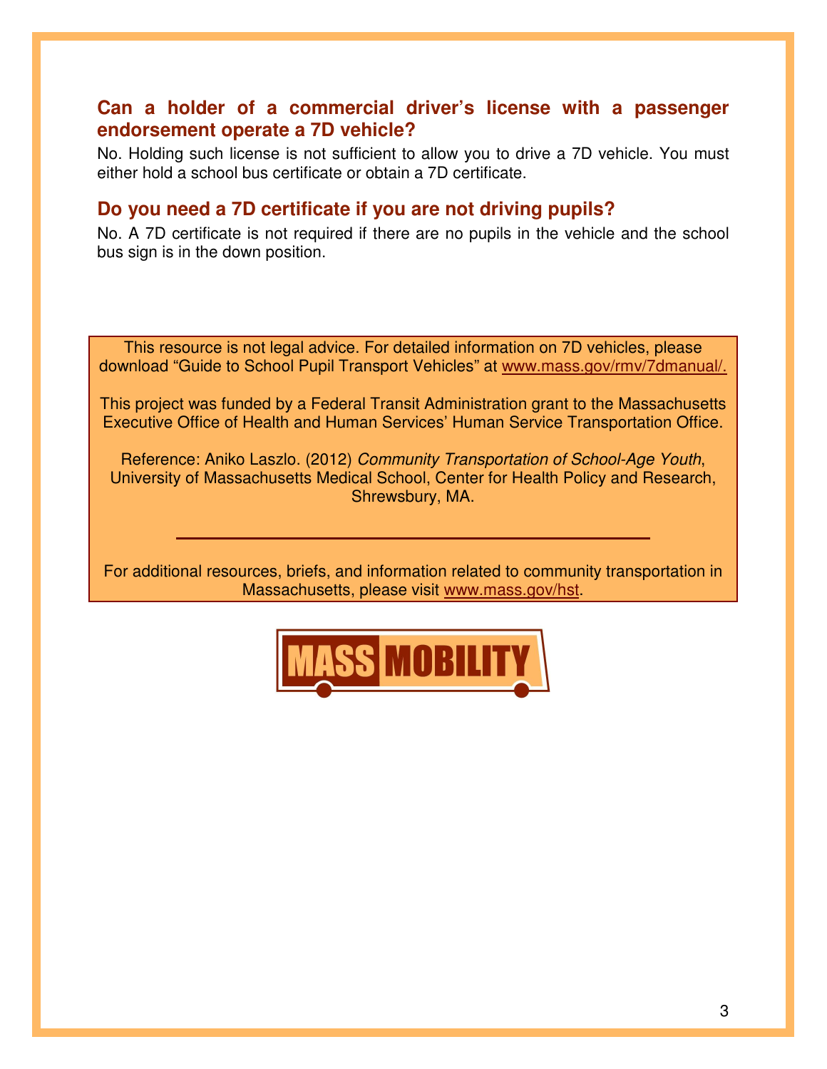## Can a holder of a commercial driver's license with a passenger endorsement operate a 7D vehicle?

No. Holding such license is not sufficient to allow you to drive a 7D vehicle. You must either hold a school bus certificate or obtain a 7D certificate.

## Do you need a 7D certificate if you are not driving pupils?

No. A 7D certificate is not required if there are no pupils in the vehicle and the school bus sign is in the down position.

This resource is not legal advice. For detailed information on 7D vehicles, please download "Guide to School Pupil Transport Vehicles" at www.mass.gov/rmv/7dmanual/.

This project was funded by a Federal Transit Administration grant to the Massachusetts Executive Office of Health and Human Services' Human Service Transportation Office.

Reference: Aniko Laszlo. (2012) *Community Transportation of School-Age Youth*, University of Massachusetts Medical School, Center for Health Policy and Research, Shrewsbury, MA.

---

For additional resources, briefs, and information related to community transportation in Massachusetts, please visit www.mass.gov/hst.

MASS MOBILITY